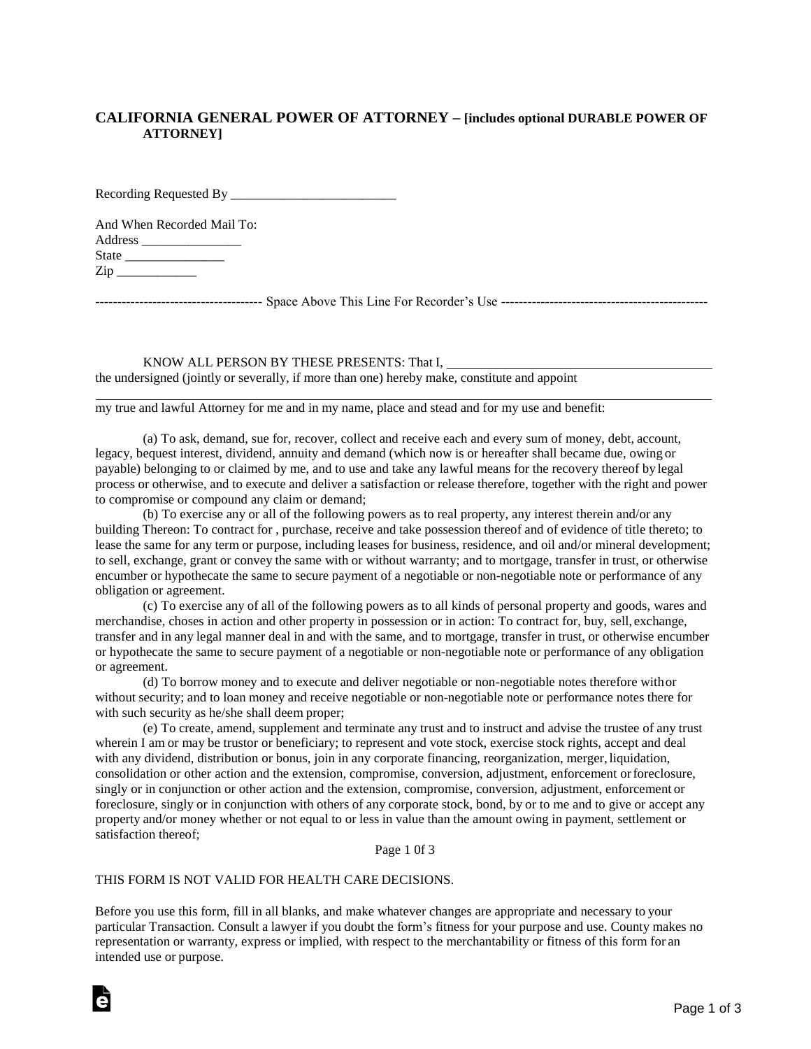# CALIFORNIA GENERAL POWER OF ATTORNEY – [includes optional DURABLE POWER OF ATTORNEY]

Recording Requested By _________________________

And When Recorded Mail To:
Address _______________
State _______________
Zip ____________

------------------------------------- Space Above This Line For Recorder's Use ----------------------------------------------

KNOW ALL PERSON BY THESE PRESENTS: That I, ________________________________________
the undersigned (jointly or severally, if more than one) hereby make, constitute and appoint

______________________________________________________________________________

my true and lawful Attorney for me and in my name, place and stead and for my use and benefit:

(a) To ask, demand, sue for, recover, collect and receive each and every sum of money, debt, account, legacy, bequest interest, dividend, annuity and demand (which now is or hereafter shall became due, owing or payable) belonging to or claimed by me, and to use and take any lawful means for the recovery thereof by legal process or otherwise, and to execute and deliver a satisfaction or release therefore, together with the right and power to compromise or compound any claim or demand;

(b) To exercise any or all of the following powers as to real property, any interest therein and/or any building Thereon: To contract for , purchase, receive and take possession thereof and of evidence of title thereto; to lease the same for any term or purpose, including leases for business, residence, and oil and/or mineral development; to sell, exchange, grant or convey the same with or without warranty; and to mortgage, transfer in trust, or otherwise encumber or hypothecate the same to secure payment of a negotiable or non-negotiable note or performance of any obligation or agreement.

(c) To exercise any of all of the following powers as to all kinds of personal property and goods, wares and merchandise, choses in action and other property in possession or in action: To contract for, buy, sell, exchange, transfer and in any legal manner deal in and with the same, and to mortgage, transfer in trust, or otherwise encumber or hypothecate the same to secure payment of a negotiable or non-negotiable note or performance of any obligation or agreement.

(d) To borrow money and to execute and deliver negotiable or non-negotiable notes therefore with or without security; and to loan money and receive negotiable or non-negotiable note or performance notes there for with such security as he/she shall deem proper;

(e) To create, amend, supplement and terminate any trust and to instruct and advise the trustee of any trust wherein I am or may be trustor or beneficiary; to represent and vote stock, exercise stock rights, accept and deal with any dividend, distribution or bonus, join in any corporate financing, reorganization, merger, liquidation, consolidation or other action and the extension, compromise, conversion, adjustment, enforcement or foreclosure, singly or in conjunction or other action and the extension, compromise, conversion, adjustment, enforcement or foreclosure, singly or in conjunction with others of any corporate stock, bond, by or to me and to give or accept any property and/or money whether or not equal to or less in value than the amount owing in payment, settlement or satisfaction thereof;

THIS FORM IS NOT VALID FOR HEALTH CARE DECISIONS.

Before you use this form, fill in all blanks, and make whatever changes are appropriate and necessary to your particular Transaction. Consult a lawyer if you doubt the form's fitness for your purpose and use. County makes no representation or warranty, express or implied, with respect to the merchantability or fitness of this form for an intended use or purpose.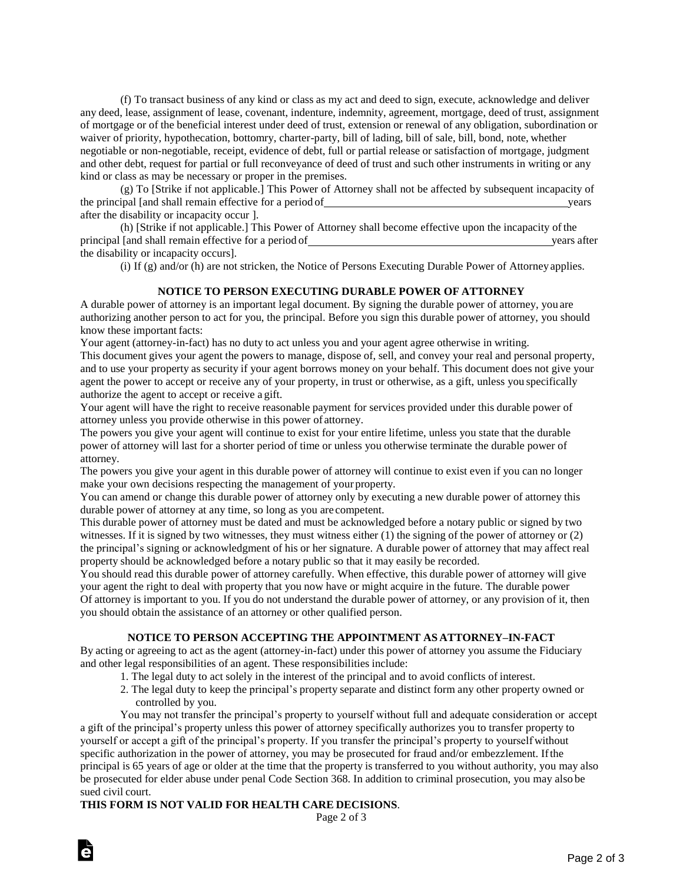(f) To transact business of any kind or class as my act and deed to sign, execute, acknowledge and deliver any deed, lease, assignment of lease, covenant, indenture, indemnity, agreement, mortgage, deed of trust, assignment of mortgage or of the beneficial interest under deed of trust, extension or renewal of any obligation, subordination or waiver of priority, hypothecation, bottomry, charter-party, bill of lading, bill of sale, bill, bond, note, whether negotiable or non-negotiable, receipt, evidence of debt, full or partial release or satisfaction of mortgage, judgment and other debt, request for partial or full reconveyance of deed of trust and such other instruments in writing or any kind or class as may be necessary or proper in the premises.

(g) To [Strike if not applicable.] This Power of Attorney shall not be affected by subsequent incapacity of the principal [and shall remain effective for a period of \_\_\_\_\_\_\_\_\_\_\_\_\_\_\_\_\_\_\_\_\_\_\_\_\_\_\_\_\_\_\_\_\_\_\_\_\_\_\_\_ years after the disability or incapacity occur ].

(h) [Strike if not applicable.] This Power of Attorney shall become effective upon the incapacity of the principal [and shall remain effective for a period of \_\_\_\_\_\_\_\_\_\_\_\_\_\_\_\_\_\_\_\_\_\_\_\_\_\_\_\_\_\_\_\_\_\_\_\_\_\_\_\_ years after the disability or incapacity occurs].

(i) If (g) and/or (h) are not stricken, the Notice of Persons Executing Durable Power of Attorney applies.

**NOTICE TO PERSON EXECUTING DURABLE POWER OF ATTORNEY**

A durable power of attorney is an important legal document. By signing the durable power of attorney, you are authorizing another person to act for you, the principal. Before you sign this durable power of attorney, you should know these important facts:

Your agent (attorney-in-fact) has no duty to act unless you and your agent agree otherwise in writing.

This document gives your agent the powers to manage, dispose of, sell, and convey your real and personal property, and to use your property as security if your agent borrows money on your behalf. This document does not give your agent the power to accept or receive any of your property, in trust or otherwise, as a gift, unless you specifically authorize the agent to accept or receive a gift.

Your agent will have the right to receive reasonable payment for services provided under this durable power of attorney unless you provide otherwise in this power of attorney.

The powers you give your agent will continue to exist for your entire lifetime, unless you state that the durable power of attorney will last for a shorter period of time or unless you otherwise terminate the durable power of attorney.

The powers you give your agent in this durable power of attorney will continue to exist even if you can no longer make your own decisions respecting the management of your property.

You can amend or change this durable power of attorney only by executing a new durable power of attorney this durable power of attorney at any time, so long as you are competent.

This durable power of attorney must be dated and must be acknowledged before a notary public or signed by two witnesses. If it is signed by two witnesses, they must witness either (1) the signing of the power of attorney or (2) the principal's signing or acknowledgment of his or her signature. A durable power of attorney that may affect real property should be acknowledged before a notary public so that it may easily be recorded.

You should read this durable power of attorney carefully. When effective, this durable power of attorney will give your agent the right to deal with property that you now have or might acquire in the future. The durable power Of attorney is important to you. If you do not understand the durable power of attorney, or any provision of it, then you should obtain the assistance of an attorney or other qualified person.

**NOTICE TO PERSON ACCEPTING THE APPOINTMENT AS ATTORNEY–IN-FACT**

By acting or agreeing to act as the agent (attorney-in-fact) under this power of attorney you assume the Fiduciary and other legal responsibilities of an agent. These responsibilities include:

1. The legal duty to act solely in the interest of the principal and to avoid conflicts of interest.
2. The legal duty to keep the principal's property separate and distinct form any other property owned or controlled by you.

You may not transfer the principal's property to yourself without full and adequate consideration or accept a gift of the principal's property unless this power of attorney specifically authorizes you to transfer property to yourself or accept a gift of the principal's property. If you transfer the principal's property to yourself without specific authorization in the power of attorney, you may be prosecuted for fraud and/or embezzlement. If the principal is 65 years of age or older at the time that the property is transferred to you without authority, you may also be prosecuted for elder abuse under penal Code Section 368. In addition to criminal prosecution, you may also be sued civil court.

**THIS FORM IS NOT VALID FOR HEALTH CARE DECISIONS**.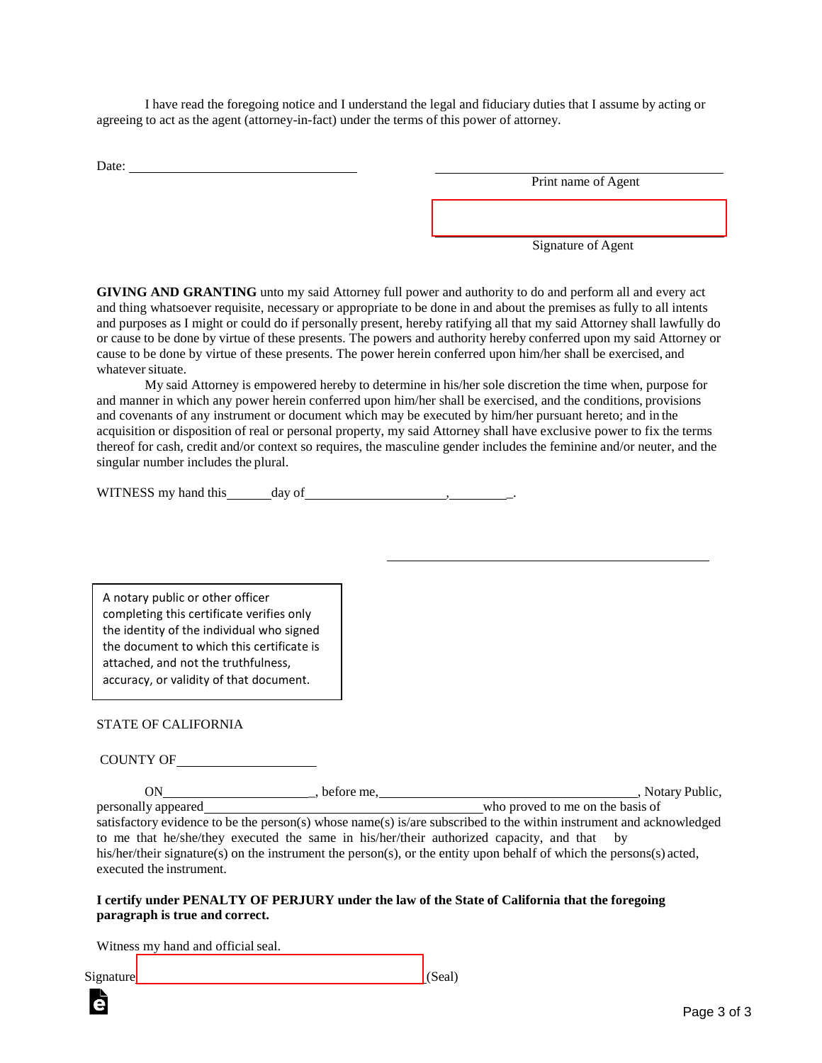I have read the foregoing notice and I understand the legal and fiduciary duties that I assume by acting or agreeing to act as the agent (attorney-in-fact) under the terms of this power of attorney.

Date: ______________________________

______________________________
Print name of Agent

______________________________
Signature of Agent

**GIVING AND GRANTING** unto my said Attorney full power and authority to do and perform all and every act and thing whatsoever requisite, necessary or appropriate to be done in and about the premises as fully to all intents and purposes as I might or could do if personally present, hereby ratifying all that my said Attorney shall lawfully do or cause to be done by virtue of these presents. The powers and authority hereby conferred upon my said Attorney or cause to be done by virtue of these presents. The power herein conferred upon him/her shall be exercised, and whatever situate.

My said Attorney is empowered hereby to determine in his/her sole discretion the time when, purpose for and manner in which any power herein conferred upon him/her shall be exercised, and the conditions, provisions and covenants of any instrument or document which may be executed by him/her pursuant hereto; and in the acquisition or disposition of real or personal property, my said Attorney shall have exclusive power to fix the terms thereof for cash, credit and/or context so requires, the masculine gender includes the feminine and/or neuter, and the singular number includes the plural.

WITNESS my hand this______day of____________________,_________.

______________________________

A notary public or other officer completing this certificate verifies only the identity of the individual who signed the document to which this certificate is attached, and not the truthfulness, accuracy, or validity of that document.

STATE OF CALIFORNIA

COUNTY OF____________________

ON______________________, before me,____________________________________, Notary Public, personally appeared________________________________________who proved to me on the basis of satisfactory evidence to be the person(s) whose name(s) is/are subscribed to the within instrument and acknowledged to me that he/she/they executed the same in his/her/their authorized capacity, and that by his/her/their signature(s) on the instrument the person(s), or the entity upon behalf of which the persons(s) acted, executed the instrument.

**I certify under PENALTY OF PERJURY under the law of the State of California that the foregoing paragraph is true and correct.**

Witness my hand and official seal.

Signature______________________________(Seal)